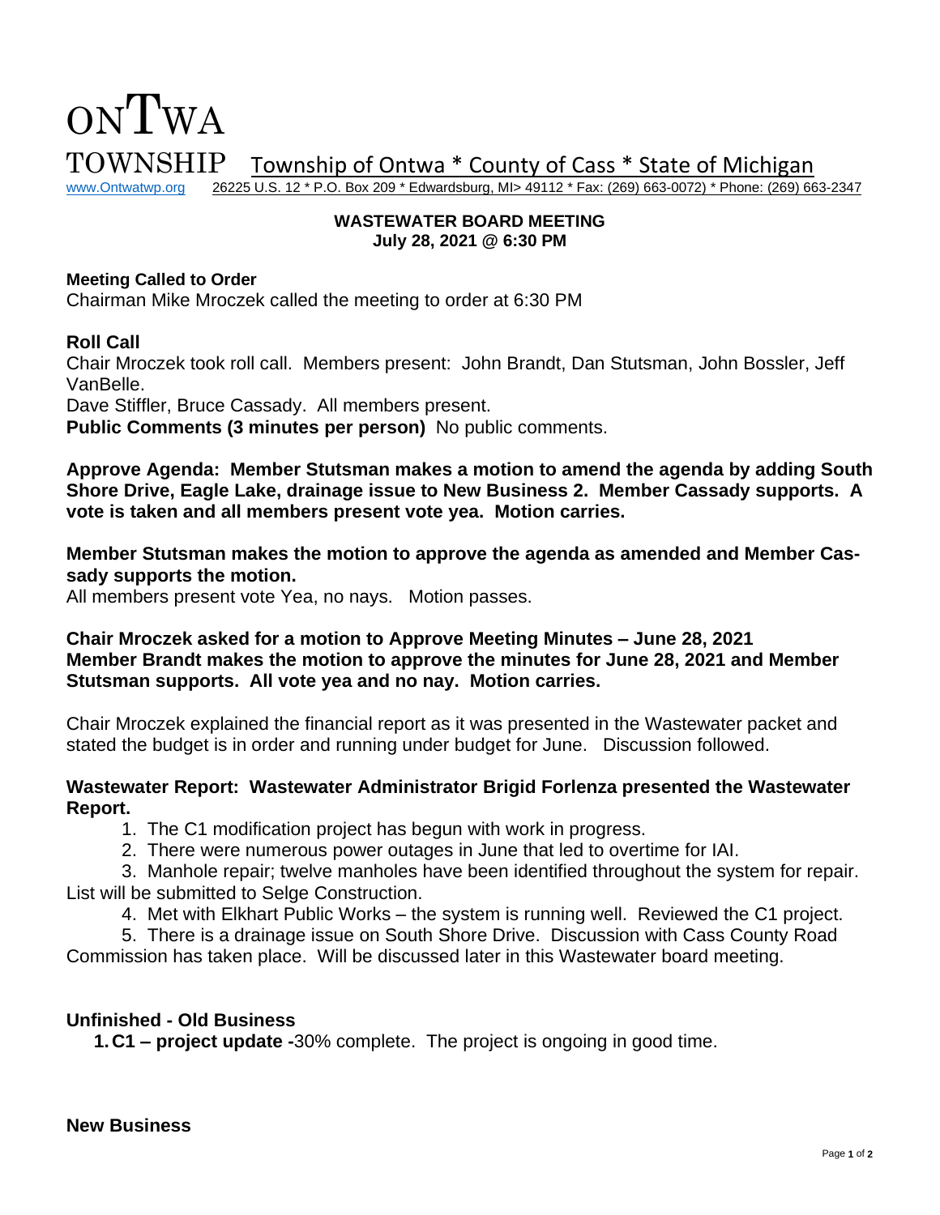# ONTWA TOWNSHIP

Township of Ontwa * County of Cass * State of Michigan

www.Ontwatwp.org 26225 U.S. 12 * P.O. Box 209 * Edwardsburg, MI> 49112 * Fax: (269) 663-0072) * Phone: (269) 663-2347

**WASTEWATER BOARD MEETING**
**July 28, 2021 @ 6:30 PM**

**Meeting Called to Order**
Chairman Mike Mroczek called the meeting to order at 6:30 PM

**Roll Call**
Chair Mroczek took roll call. Members present: John Brandt, Dan Stutsman, John Bossler, Jeff VanBelle.
Dave Stiffler, Bruce Cassady. All members present.
**Public Comments (3 minutes per person)** No public comments.

**Approve Agenda: Member Stutsman makes a motion to amend the agenda by adding South Shore Drive, Eagle Lake, drainage issue to New Business 2. Member Cassady supports. A vote is taken and all members present vote yea. Motion carries.**

**Member Stutsman makes the motion to approve the agenda as amended and Member Cassady supports the motion.**
All members present vote Yea, no nays. Motion passes.

**Chair Mroczek asked for a motion to Approve Meeting Minutes – June 28, 2021**
**Member Brandt makes the motion to approve the minutes for June 28, 2021 and Member Stutsman supports. All vote yea and no nay. Motion carries.**

Chair Mroczek explained the financial report as it was presented in the Wastewater packet and stated the budget is in order and running under budget for June. Discussion followed.

**Wastewater Report: Wastewater Administrator Brigid Forlenza presented the Wastewater Report.**

1. The C1 modification project has begun with work in progress.
2. There were numerous power outages in June that led to overtime for IAI.
3. Manhole repair; twelve manholes have been identified throughout the system for repair. List will be submitted to Selge Construction.
4. Met with Elkhart Public Works – the system is running well. Reviewed the C1 project.
5. There is a drainage issue on South Shore Drive. Discussion with Cass County Road Commission has taken place. Will be discussed later in this Wastewater board meeting.

**Unfinished - Old Business**

1. **C1 – project update -**30% complete. The project is ongoing in good time.

**New Business**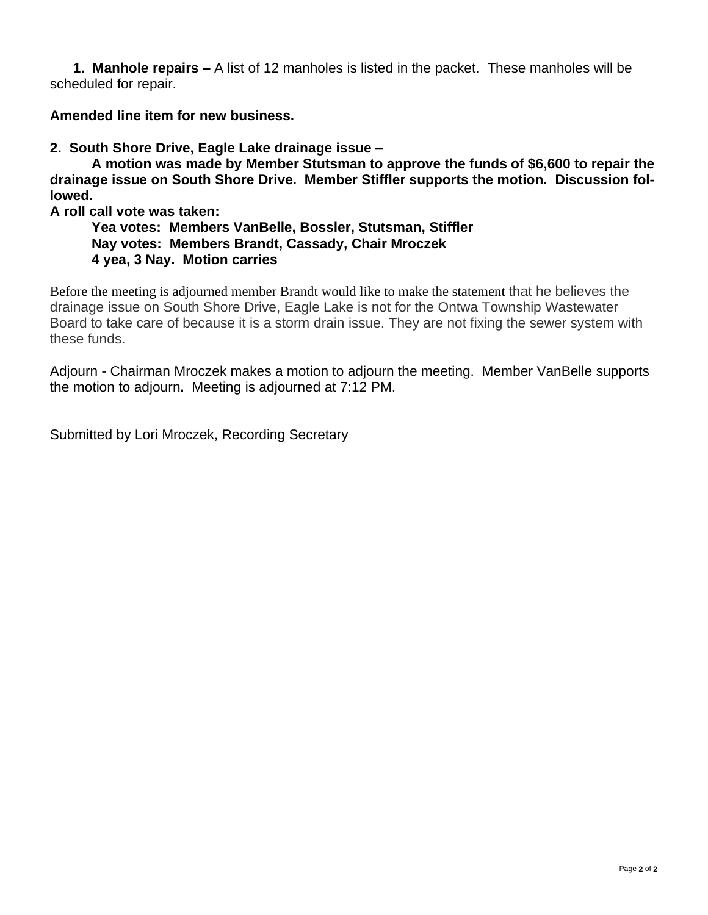**1. Manhole repairs –** A list of 12 manholes is listed in the packet. These manholes will be scheduled for repair.

**Amended line item for new business.**

**2. South Shore Drive, Eagle Lake drainage issue –**

**A motion was made by Member Stutsman to approve the funds of $6,600 to repair the drainage issue on South Shore Drive. Member Stiffler supports the motion. Discussion followed.**

**A roll call vote was taken:**

**Yea votes: Members VanBelle, Bossler, Stutsman, Stiffler**
**Nay votes: Members Brandt, Cassady, Chair Mroczek**
**4 yea, 3 Nay. Motion carries**

Before the meeting is adjourned member Brandt would like to make the statement that he believes the drainage issue on South Shore Drive, Eagle Lake is not for the Ontwa Township Wastewater Board to take care of because it is a storm drain issue. They are not fixing the sewer system with these funds.

Adjourn - Chairman Mroczek makes a motion to adjourn the meeting. Member VanBelle supports the motion to adjourn**.** Meeting is adjourned at 7:12 PM.

Submitted by Lori Mroczek, Recording Secretary